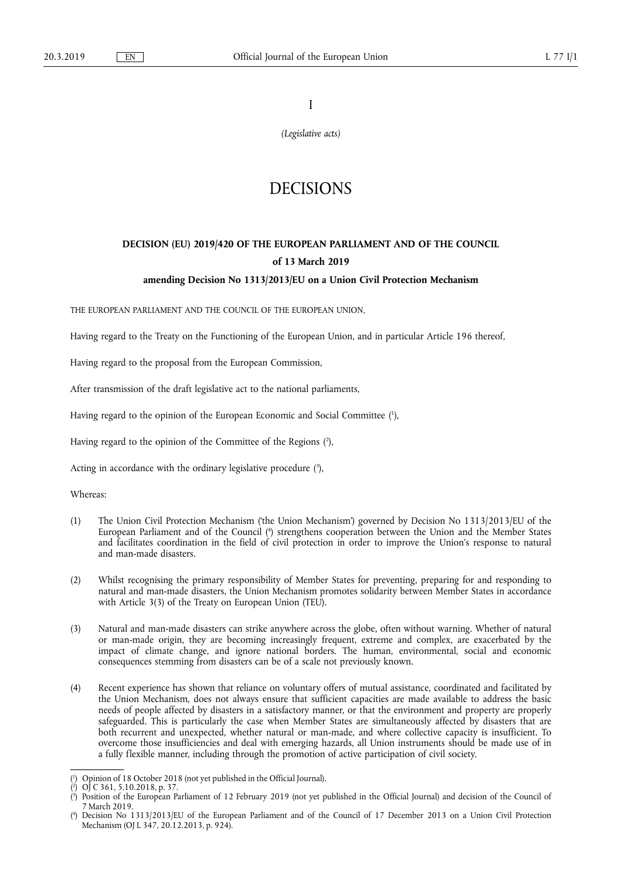I

*(Legislative acts)*

# DECISIONS

## DECISION (EU) 2019/420 OF THE EUROPEAN PARLIAMENT AND OF THE COUNCIL

## of 13 March 2019

## amending Decision No 1313/2013/EU on a Union Civil Protection Mechanism

THE EUROPEAN PARLIAMENT AND THE COUNCIL OF THE EUROPEAN UNION,

Having regard to the Treaty on the Functioning of the European Union, and in particular Article 196 thereof,

Having regard to the proposal from the European Commission,

After transmission of the draft legislative act to the national parliaments,

Having regard to the opinion of the European Economic and Social Committee ([1]),

Having regard to the opinion of the Committee of the Regions ([2]),

Acting in accordance with the ordinary legislative procedure ([3]),

Whereas:

(1) The Union Civil Protection Mechanism ('the Union Mechanism') governed by Decision No 1313/2013/EU of the European Parliament and of the Council ([4]) strengthens cooperation between the Union and the Member States and facilitates coordination in the field of civil protection in order to improve the Union's response to natural and man-made disasters.

(2) Whilst recognising the primary responsibility of Member States for preventing, preparing for and responding to natural and man-made disasters, the Union Mechanism promotes solidarity between Member States in accordance with Article 3(3) of the Treaty on European Union (TEU).

(3) Natural and man-made disasters can strike anywhere across the globe, often without warning. Whether of natural or man-made origin, they are becoming increasingly frequent, extreme and complex, are exacerbated by the impact of climate change, and ignore national borders. The human, environmental, social and economic consequences stemming from disasters can be of a scale not previously known.

(4) Recent experience has shown that reliance on voluntary offers of mutual assistance, coordinated and facilitated by the Union Mechanism, does not always ensure that sufficient capacities are made available to address the basic needs of people affected by disasters in a satisfactory manner, or that the environment and property are properly safeguarded. This is particularly the case when Member States are simultaneously affected by disasters that are both recurrent and unexpected, whether natural or man-made, and where collective capacity is insufficient. To overcome those insufficiencies and deal with emerging hazards, all Union instruments should be made use of in a fully flexible manner, including through the promotion of active participation of civil society.

---

([1]) Opinion of 18 October 2018 (not yet published in the Official Journal).

([2]) OJ C 361, 5.10.2018, p. 37.

([3]) Position of the European Parliament of 12 February 2019 (not yet published in the Official Journal) and decision of the Council of 7 March 2019.

([4]) Decision No 1313/2013/EU of the European Parliament and of the Council of 17 December 2013 on a Union Civil Protection Mechanism (OJ L 347, 20.12.2013, p. 924).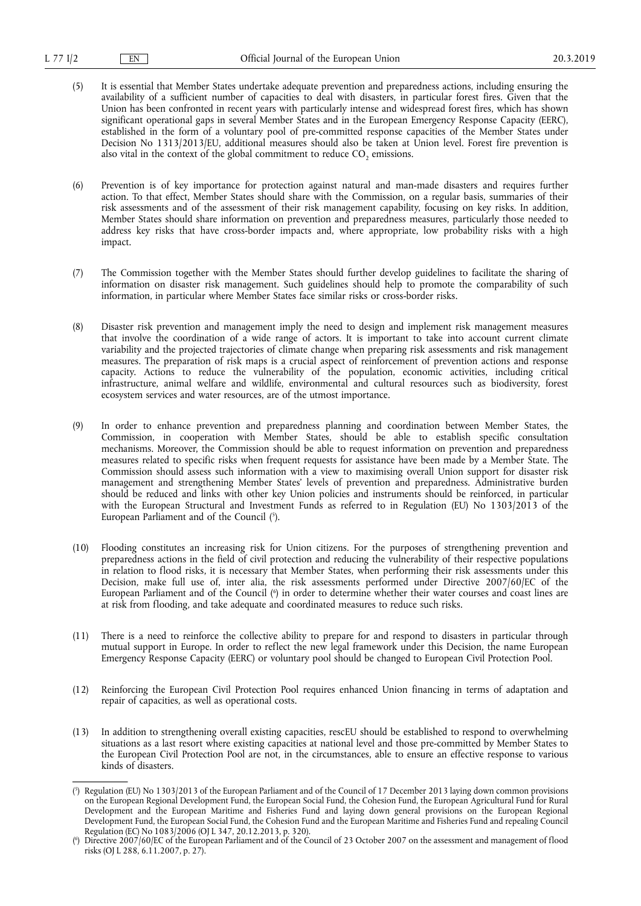(5) It is essential that Member States undertake adequate prevention and preparedness actions, including ensuring the availability of a sufficient number of capacities to deal with disasters, in particular forest fires. Given that the Union has been confronted in recent years with particularly intense and widespread forest fires, which has shown significant operational gaps in several Member States and in the European Emergency Response Capacity (EERC), established in the form of a voluntary pool of pre-committed response capacities of the Member States under Decision No 1313/2013/EU, additional measures should also be taken at Union level. Forest fire prevention is also vital in the context of the global commitment to reduce $CO_2$ emissions.

(6) Prevention is of key importance for protection against natural and man-made disasters and requires further action. To that effect, Member States should share with the Commission, on a regular basis, summaries of their risk assessments and of the assessment of their risk management capability, focusing on key risks. In addition, Member States should share information on prevention and preparedness measures, particularly those needed to address key risks that have cross-border impacts and, where appropriate, low probability risks with a high impact.

(7) The Commission together with the Member States should further develop guidelines to facilitate the sharing of information on disaster risk management. Such guidelines should help to promote the comparability of such information, in particular where Member States face similar risks or cross-border risks.

(8) Disaster risk prevention and management imply the need to design and implement risk management measures that involve the coordination of a wide range of actors. It is important to take into account current climate variability and the projected trajectories of climate change when preparing risk assessments and risk management measures. The preparation of risk maps is a crucial aspect of reinforcement of prevention actions and response capacity. Actions to reduce the vulnerability of the population, economic activities, including critical infrastructure, animal welfare and wildlife, environmental and cultural resources such as biodiversity, forest ecosystem services and water resources, are of the utmost importance.

(9) In order to enhance prevention and preparedness planning and coordination between Member States, the Commission, in cooperation with Member States, should be able to establish specific consultation mechanisms. Moreover, the Commission should be able to request information on prevention and preparedness measures related to specific risks when frequent requests for assistance have been made by a Member State. The Commission should assess such information with a view to maximising overall Union support for disaster risk management and strengthening Member States' levels of prevention and preparedness. Administrative burden should be reduced and links with other key Union policies and instruments should be reinforced, in particular with the European Structural and Investment Funds as referred to in Regulation (EU) No 1303/2013 of the European Parliament and of the Council [5].

(10) Flooding constitutes an increasing risk for Union citizens. For the purposes of strengthening prevention and preparedness actions in the field of civil protection and reducing the vulnerability of their respective populations in relation to flood risks, it is necessary that Member States, when performing their risk assessments under this Decision, make full use of, inter alia, the risk assessments performed under Directive 2007/60/EC of the European Parliament and of the Council [6] in order to determine whether their water courses and coast lines are at risk from flooding, and take adequate and coordinated measures to reduce such risks.

(11) There is a need to reinforce the collective ability to prepare for and respond to disasters in particular through mutual support in Europe. In order to reflect the new legal framework under this Decision, the name European Emergency Response Capacity (EERC) or voluntary pool should be changed to European Civil Protection Pool.

(12) Reinforcing the European Civil Protection Pool requires enhanced Union financing in terms of adaptation and repair of capacities, as well as operational costs.

(13) In addition to strengthening overall existing capacities, rescEU should be established to respond to overwhelming situations as a last resort where existing capacities at national level and those pre-committed by Member States to the European Civil Protection Pool are not, in the circumstances, able to ensure an effective response to various kinds of disasters.

---

[5] Regulation (EU) No 1303/2013 of the European Parliament and of the Council of 17 December 2013 laying down common provisions on the European Regional Development Fund, the European Social Fund, the Cohesion Fund, the European Agricultural Fund for Rural Development and the European Maritime and Fisheries Fund and laying down general provisions on the European Regional Development Fund, the European Social Fund, the Cohesion Fund and the European Maritime and Fisheries Fund and repealing Council Regulation (EC) No 1083/2006 (OJ L 347, 20.12.2013, p. 320).

[6] Directive 2007/60/EC of the European Parliament and of the Council of 23 October 2007 on the assessment and management of flood risks (OJ L 288, 6.11.2007, p. 27).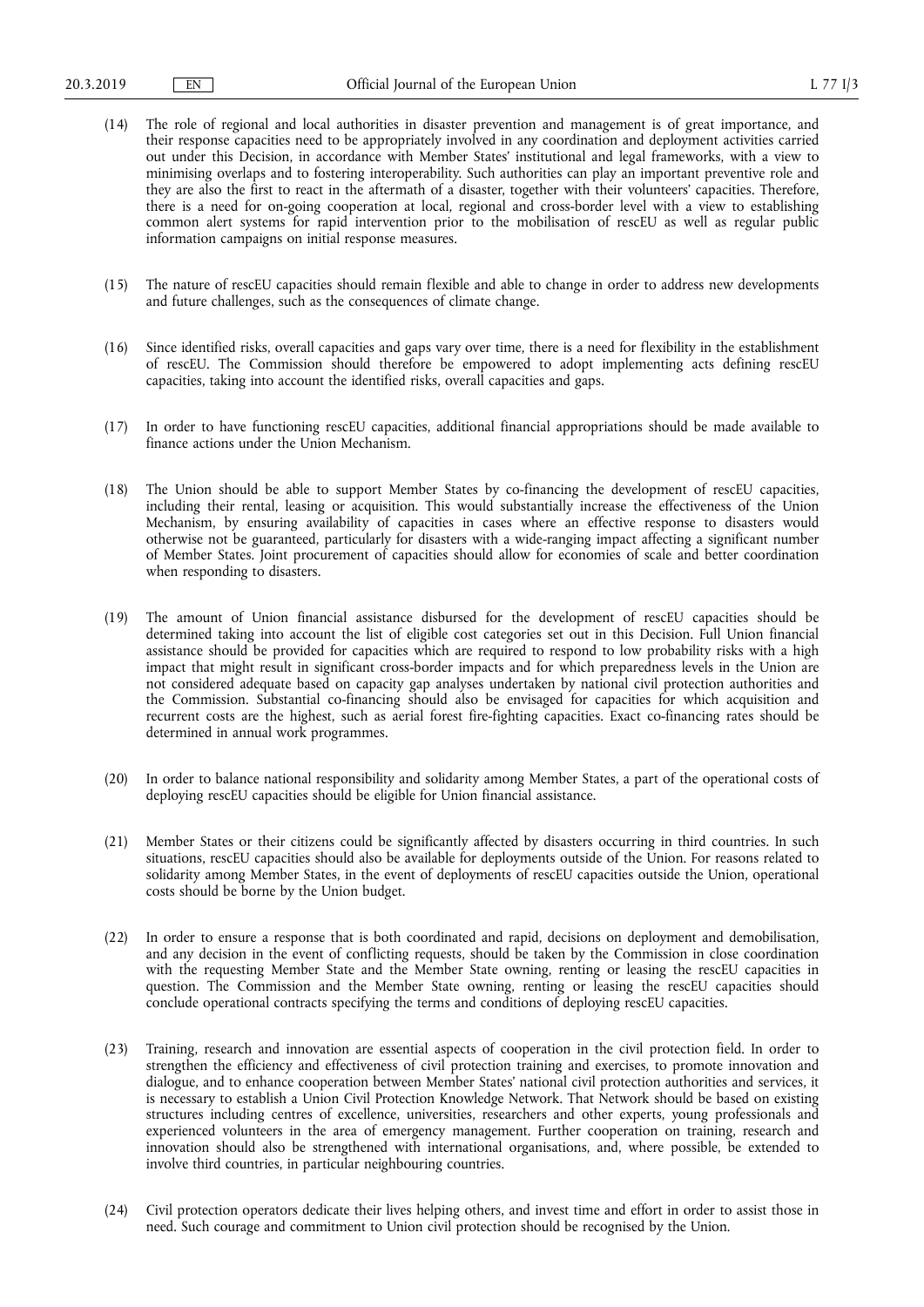(14) The role of regional and local authorities in disaster prevention and management is of great importance, and their response capacities need to be appropriately involved in any coordination and deployment activities carried out under this Decision, in accordance with Member States' institutional and legal frameworks, with a view to minimising overlaps and to fostering interoperability. Such authorities can play an important preventive role and they are also the first to react in the aftermath of a disaster, together with their volunteers' capacities. Therefore, there is a need for on-going cooperation at local, regional and cross-border level with a view to establishing common alert systems for rapid intervention prior to the mobilisation of rescEU as well as regular public information campaigns on initial response measures.

(15) The nature of rescEU capacities should remain flexible and able to change in order to address new developments and future challenges, such as the consequences of climate change.

(16) Since identified risks, overall capacities and gaps vary over time, there is a need for flexibility in the establishment of rescEU. The Commission should therefore be empowered to adopt implementing acts defining rescEU capacities, taking into account the identified risks, overall capacities and gaps.

(17) In order to have functioning rescEU capacities, additional financial appropriations should be made available to finance actions under the Union Mechanism.

(18) The Union should be able to support Member States by co-financing the development of rescEU capacities, including their rental, leasing or acquisition. This would substantially increase the effectiveness of the Union Mechanism, by ensuring availability of capacities in cases where an effective response to disasters would otherwise not be guaranteed, particularly for disasters with a wide-ranging impact affecting a significant number of Member States. Joint procurement of capacities should allow for economies of scale and better coordination when responding to disasters.

(19) The amount of Union financial assistance disbursed for the development of rescEU capacities should be determined taking into account the list of eligible cost categories set out in this Decision. Full Union financial assistance should be provided for capacities which are required to respond to low probability risks with a high impact that might result in significant cross-border impacts and for which preparedness levels in the Union are not considered adequate based on capacity gap analyses undertaken by national civil protection authorities and the Commission. Substantial co-financing should also be envisaged for capacities for which acquisition and recurrent costs are the highest, such as aerial forest fire-fighting capacities. Exact co-financing rates should be determined in annual work programmes.

(20) In order to balance national responsibility and solidarity among Member States, a part of the operational costs of deploying rescEU capacities should be eligible for Union financial assistance.

(21) Member States or their citizens could be significantly affected by disasters occurring in third countries. In such situations, rescEU capacities should also be available for deployments outside of the Union. For reasons related to solidarity among Member States, in the event of deployments of rescEU capacities outside the Union, operational costs should be borne by the Union budget.

(22) In order to ensure a response that is both coordinated and rapid, decisions on deployment and demobilisation, and any decision in the event of conflicting requests, should be taken by the Commission in close coordination with the requesting Member State and the Member State owning, renting or leasing the rescEU capacities in question. The Commission and the Member State owning, renting or leasing the rescEU capacities should conclude operational contracts specifying the terms and conditions of deploying rescEU capacities.

(23) Training, research and innovation are essential aspects of cooperation in the civil protection field. In order to strengthen the efficiency and effectiveness of civil protection training and exercises, to promote innovation and dialogue, and to enhance cooperation between Member States' national civil protection authorities and services, it is necessary to establish a Union Civil Protection Knowledge Network. That Network should be based on existing structures including centres of excellence, universities, researchers and other experts, young professionals and experienced volunteers in the area of emergency management. Further cooperation on training, research and innovation should also be strengthened with international organisations, and, where possible, be extended to involve third countries, in particular neighbouring countries.

(24) Civil protection operators dedicate their lives helping others, and invest time and effort in order to assist those in need. Such courage and commitment to Union civil protection should be recognised by the Union.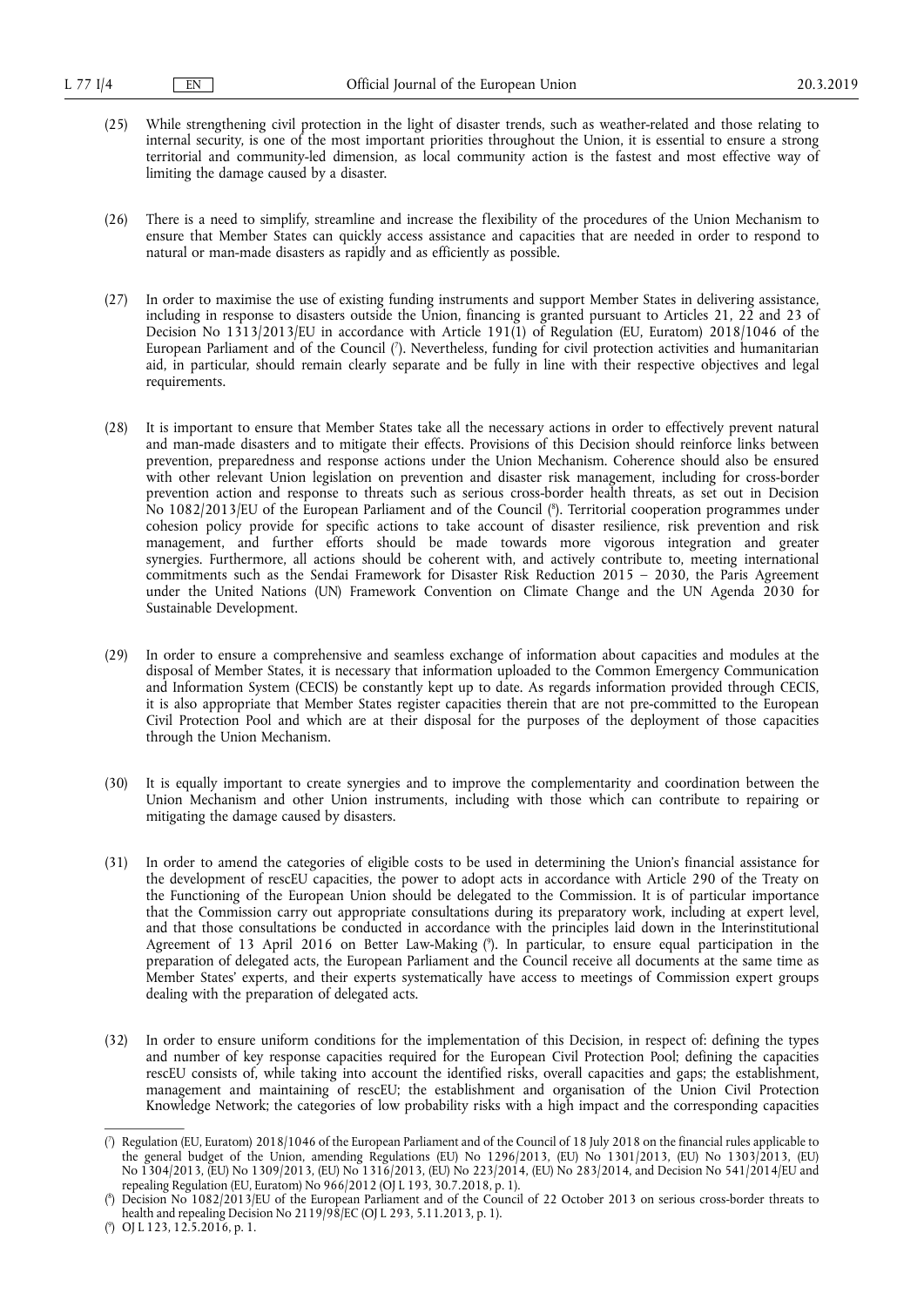(25) While strengthening civil protection in the light of disaster trends, such as weather-related and those relating to internal security, is one of the most important priorities throughout the Union, it is essential to ensure a strong territorial and community-led dimension, as local community action is the fastest and most effective way of limiting the damage caused by a disaster.

(26) There is a need to simplify, streamline and increase the flexibility of the procedures of the Union Mechanism to ensure that Member States can quickly access assistance and capacities that are needed in order to respond to natural or man-made disasters as rapidly and as efficiently as possible.

(27) In order to maximise the use of existing funding instruments and support Member States in delivering assistance, including in response to disasters outside the Union, financing is granted pursuant to Articles 21, 22 and 23 of Decision No 1313/2013/EU in accordance with Article 191(1) of Regulation (EU, Euratom) 2018/1046 of the European Parliament and of the Council [7]. Nevertheless, funding for civil protection activities and humanitarian aid, in particular, should remain clearly separate and be fully in line with their respective objectives and legal requirements.

(28) It is important to ensure that Member States take all the necessary actions in order to effectively prevent natural and man-made disasters and to mitigate their effects. Provisions of this Decision should reinforce links between prevention, preparedness and response actions under the Union Mechanism. Coherence should also be ensured with other relevant Union legislation on prevention and disaster risk management, including for cross-border prevention action and response to threats such as serious cross-border health threats, as set out in Decision No 1082/2013/EU of the European Parliament and of the Council [8]. Territorial cooperation programmes under cohesion policy provide for specific actions to take account of disaster resilience, risk prevention and risk management, and further efforts should be made towards more vigorous integration and greater synergies. Furthermore, all actions should be coherent with, and actively contribute to, meeting international commitments such as the Sendai Framework for Disaster Risk Reduction 2015 – 2030, the Paris Agreement under the United Nations (UN) Framework Convention on Climate Change and the UN Agenda 2030 for Sustainable Development.

(29) In order to ensure a comprehensive and seamless exchange of information about capacities and modules at the disposal of Member States, it is necessary that information uploaded to the Common Emergency Communication and Information System (CECIS) be constantly kept up to date. As regards information provided through CECIS, it is also appropriate that Member States register capacities therein that are not pre-committed to the European Civil Protection Pool and which are at their disposal for the purposes of the deployment of those capacities through the Union Mechanism.

(30) It is equally important to create synergies and to improve the complementarity and coordination between the Union Mechanism and other Union instruments, including with those which can contribute to repairing or mitigating the damage caused by disasters.

(31) In order to amend the categories of eligible costs to be used in determining the Union's financial assistance for the development of rescEU capacities, the power to adopt acts in accordance with Article 290 of the Treaty on the Functioning of the European Union should be delegated to the Commission. It is of particular importance that the Commission carry out appropriate consultations during its preparatory work, including at expert level, and that those consultations be conducted in accordance with the principles laid down in the Interinstitutional Agreement of 13 April 2016 on Better Law-Making [9]. In particular, to ensure equal participation in the preparation of delegated acts, the European Parliament and the Council receive all documents at the same time as Member States' experts, and their experts systematically have access to meetings of Commission expert groups dealing with the preparation of delegated acts.

(32) In order to ensure uniform conditions for the implementation of this Decision, in respect of: defining the types and number of key response capacities required for the European Civil Protection Pool; defining the capacities rescEU consists of, while taking into account the identified risks, overall capacities and gaps; the establishment, management and maintaining of rescEU; the establishment and organisation of the Union Civil Protection Knowledge Network; the categories of low probability risks with a high impact and the corresponding capacities

---

[7] Regulation (EU, Euratom) 2018/1046 of the European Parliament and of the Council of 18 July 2018 on the financial rules applicable to the general budget of the Union, amending Regulations (EU) No 1296/2013, (EU) No 1301/2013, (EU) No 1303/2013, (EU) No 1304/2013, (EU) No 1309/2013, (EU) No 1316/2013, (EU) No 223/2014, (EU) No 283/2014, and Decision No 541/2014/EU and repealing Regulation (EU, Euratom) No 966/2012 (OJ L 193, 30.7.2018, p. 1).

[8] Decision No 1082/2013/EU of the European Parliament and of the Council of 22 October 2013 on serious cross-border threats to health and repealing Decision No 2119/98/EC (OJ L 293, 5.11.2013, p. 1).

[9] OJ L 123, 12.5.2016, p. 1.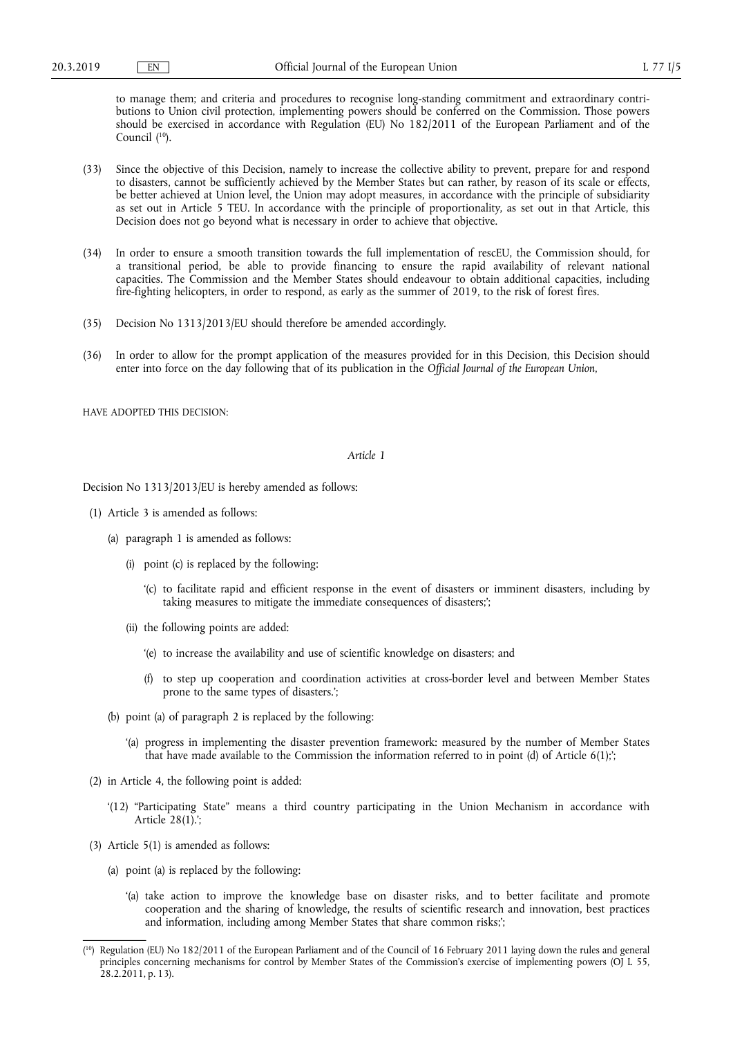to manage them; and criteria and procedures to recognise long-standing commitment and extraordinary contributions to Union civil protection, implementing powers should be conferred on the Commission. Those powers should be exercised in accordance with Regulation (EU) No 182/2011 of the European Parliament and of the Council [10].

(33) Since the objective of this Decision, namely to increase the collective ability to prevent, prepare for and respond to disasters, cannot be sufficiently achieved by the Member States but can rather, by reason of its scale or effects, be better achieved at Union level, the Union may adopt measures, in accordance with the principle of subsidiarity as set out in Article 5 TEU. In accordance with the principle of proportionality, as set out in that Article, this Decision does not go beyond what is necessary in order to achieve that objective.

(34) In order to ensure a smooth transition towards the full implementation of rescEU, the Commission should, for a transitional period, be able to provide financing to ensure the rapid availability of relevant national capacities. The Commission and the Member States should endeavour to obtain additional capacities, including fire-fighting helicopters, in order to respond, as early as the summer of 2019, to the risk of forest fires.

(35) Decision No 1313/2013/EU should therefore be amended accordingly.

(36) In order to allow for the prompt application of the measures provided for in this Decision, this Decision should enter into force on the day following that of its publication in the *Official Journal of the European Union*,

HAVE ADOPTED THIS DECISION:

*Article 1*

Decision No 1313/2013/EU is hereby amended as follows:

(1) Article 3 is amended as follows:

  (a) paragraph 1 is amended as follows:

    (i) point (c) is replaced by the following:

      '(c) to facilitate rapid and efficient response in the event of disasters or imminent disasters, including by taking measures to mitigate the immediate consequences of disasters;';

    (ii) the following points are added:

      '(e) to increase the availability and use of scientific knowledge on disasters; and

      (f) to step up cooperation and coordination activities at cross-border level and between Member States prone to the same types of disasters.';

  (b) point (a) of paragraph 2 is replaced by the following:

    '(a) progress in implementing the disaster prevention framework: measured by the number of Member States that have made available to the Commission the information referred to in point (d) of Article 6(1);';

(2) in Article 4, the following point is added:

  '(12) "Participating State" means a third country participating in the Union Mechanism in accordance with Article 28(1).';

(3) Article 5(1) is amended as follows:

  (a) point (a) is replaced by the following:

    '(a) take action to improve the knowledge base on disaster risks, and to better facilitate and promote cooperation and the sharing of knowledge, the results of scientific research and innovation, best practices and information, including among Member States that share common risks;';

---

[10] Regulation (EU) No 182/2011 of the European Parliament and of the Council of 16 February 2011 laying down the rules and general principles concerning mechanisms for control by Member States of the Commission's exercise of implementing powers (OJ L 55, 28.2.2011, p. 13).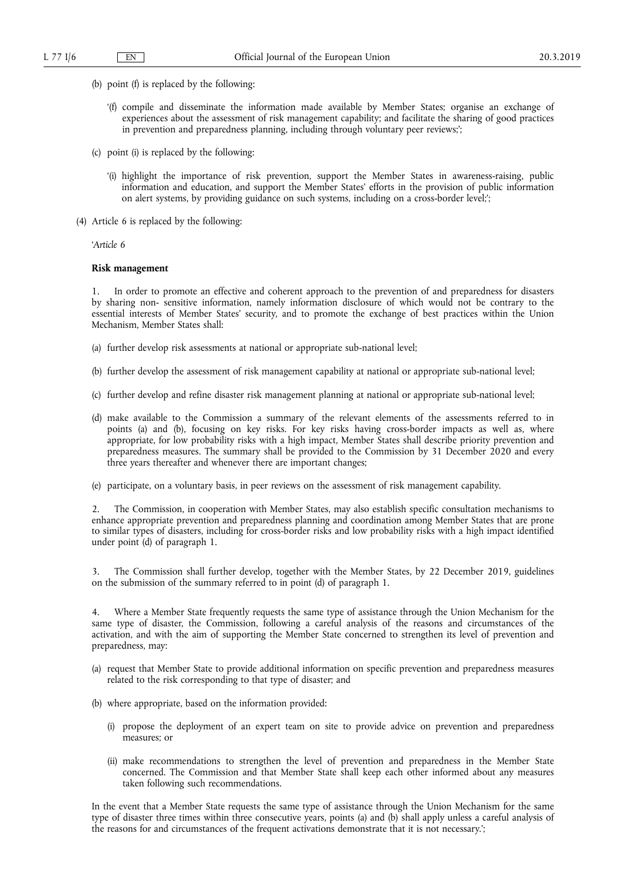(b) point (f) is replaced by the following:

'(f) compile and disseminate the information made available by Member States; organise an exchange of experiences about the assessment of risk management capability; and facilitate the sharing of good practices in prevention and preparedness planning, including through voluntary peer reviews;';

(c) point (i) is replaced by the following:

'(i) highlight the importance of risk prevention, support the Member States in awareness-raising, public information and education, and support the Member States' efforts in the provision of public information on alert systems, by providing guidance on such systems, including on a cross-border level;';

(4) Article 6 is replaced by the following:

'*Article 6*

**Risk management**

1. In order to promote an effective and coherent approach to the prevention of and preparedness for disasters by sharing non- sensitive information, namely information disclosure of which would not be contrary to the essential interests of Member States' security, and to promote the exchange of best practices within the Union Mechanism, Member States shall:

(a) further develop risk assessments at national or appropriate sub-national level;

(b) further develop the assessment of risk management capability at national or appropriate sub-national level;

(c) further develop and refine disaster risk management planning at national or appropriate sub-national level;

(d) make available to the Commission a summary of the relevant elements of the assessments referred to in points (a) and (b), focusing on key risks. For key risks having cross-border impacts as well as, where appropriate, for low probability risks with a high impact, Member States shall describe priority prevention and preparedness measures. The summary shall be provided to the Commission by 31 December 2020 and every three years thereafter and whenever there are important changes;

(e) participate, on a voluntary basis, in peer reviews on the assessment of risk management capability.

2. The Commission, in cooperation with Member States, may also establish specific consultation mechanisms to enhance appropriate prevention and preparedness planning and coordination among Member States that are prone to similar types of disasters, including for cross-border risks and low probability risks with a high impact identified under point (d) of paragraph 1.

3. The Commission shall further develop, together with the Member States, by 22 December 2019, guidelines on the submission of the summary referred to in point (d) of paragraph 1.

4. Where a Member State frequently requests the same type of assistance through the Union Mechanism for the same type of disaster, the Commission, following a careful analysis of the reasons and circumstances of the activation, and with the aim of supporting the Member State concerned to strengthen its level of prevention and preparedness, may:

(a) request that Member State to provide additional information on specific prevention and preparedness measures related to the risk corresponding to that type of disaster; and

(b) where appropriate, based on the information provided:

 (i) propose the deployment of an expert team on site to provide advice on prevention and preparedness measures; or

 (ii) make recommendations to strengthen the level of prevention and preparedness in the Member State concerned. The Commission and that Member State shall keep each other informed about any measures taken following such recommendations.

In the event that a Member State requests the same type of assistance through the Union Mechanism for the same type of disaster three times within three consecutive years, points (a) and (b) shall apply unless a careful analysis of the reasons for and circumstances of the frequent activations demonstrate that it is not necessary.';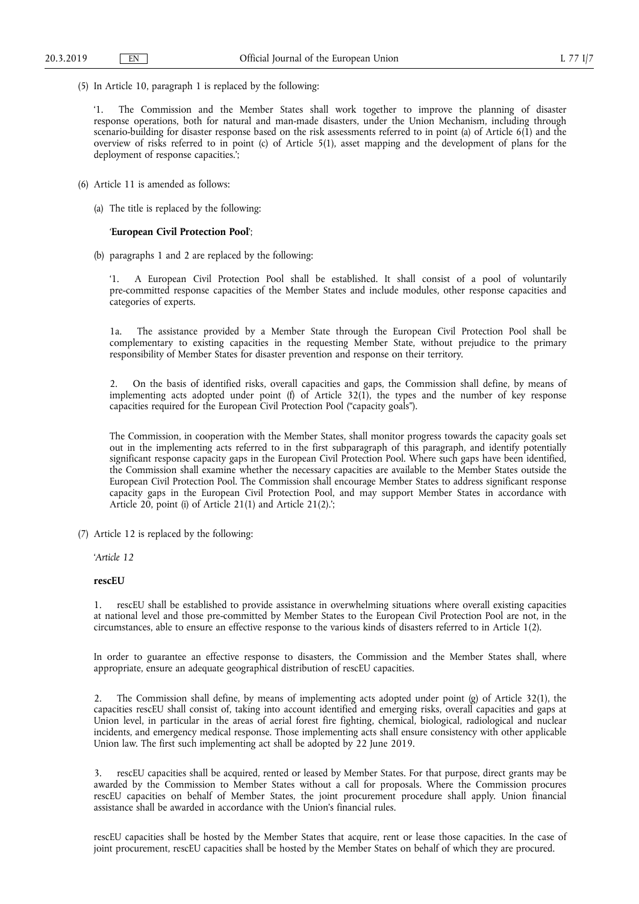(5) In Article 10, paragraph 1 is replaced by the following:

'1. The Commission and the Member States shall work together to improve the planning of disaster response operations, both for natural and man-made disasters, under the Union Mechanism, including through scenario-building for disaster response based on the risk assessments referred to in point (a) of Article 6(1) and the overview of risks referred to in point (c) of Article 5(1), asset mapping and the development of plans for the deployment of response capacities.';

(6) Article 11 is amended as follows:

(a) The title is replaced by the following:

'**European Civil Protection Pool**';

(b) paragraphs 1 and 2 are replaced by the following:

'1. A European Civil Protection Pool shall be established. It shall consist of a pool of voluntarily pre-committed response capacities of the Member States and include modules, other response capacities and categories of experts.

1a. The assistance provided by a Member State through the European Civil Protection Pool shall be complementary to existing capacities in the requesting Member State, without prejudice to the primary responsibility of Member States for disaster prevention and response on their territory.

2. On the basis of identified risks, overall capacities and gaps, the Commission shall define, by means of implementing acts adopted under point (f) of Article 32(1), the types and the number of key response capacities required for the European Civil Protection Pool ("capacity goals").

The Commission, in cooperation with the Member States, shall monitor progress towards the capacity goals set out in the implementing acts referred to in the first subparagraph of this paragraph, and identify potentially significant response capacity gaps in the European Civil Protection Pool. Where such gaps have been identified, the Commission shall examine whether the necessary capacities are available to the Member States outside the European Civil Protection Pool. The Commission shall encourage Member States to address significant response capacity gaps in the European Civil Protection Pool, and may support Member States in accordance with Article 20, point (i) of Article 21(1) and Article 21(2).';

(7) Article 12 is replaced by the following:

'*Article 12*

**rescEU**

1. rescEU shall be established to provide assistance in overwhelming situations where overall existing capacities at national level and those pre-committed by Member States to the European Civil Protection Pool are not, in the circumstances, able to ensure an effective response to the various kinds of disasters referred to in Article 1(2).

In order to guarantee an effective response to disasters, the Commission and the Member States shall, where appropriate, ensure an adequate geographical distribution of rescEU capacities.

2. The Commission shall define, by means of implementing acts adopted under point (g) of Article 32(1), the capacities rescEU shall consist of, taking into account identified and emerging risks, overall capacities and gaps at Union level, in particular in the areas of aerial forest fire fighting, chemical, biological, radiological and nuclear incidents, and emergency medical response. Those implementing acts shall ensure consistency with other applicable Union law. The first such implementing act shall be adopted by 22 June 2019.

3. rescEU capacities shall be acquired, rented or leased by Member States. For that purpose, direct grants may be awarded by the Commission to Member States without a call for proposals. Where the Commission procures rescEU capacities on behalf of Member States, the joint procurement procedure shall apply. Union financial assistance shall be awarded in accordance with the Union's financial rules.

rescEU capacities shall be hosted by the Member States that acquire, rent or lease those capacities. In the case of joint procurement, rescEU capacities shall be hosted by the Member States on behalf of which they are procured.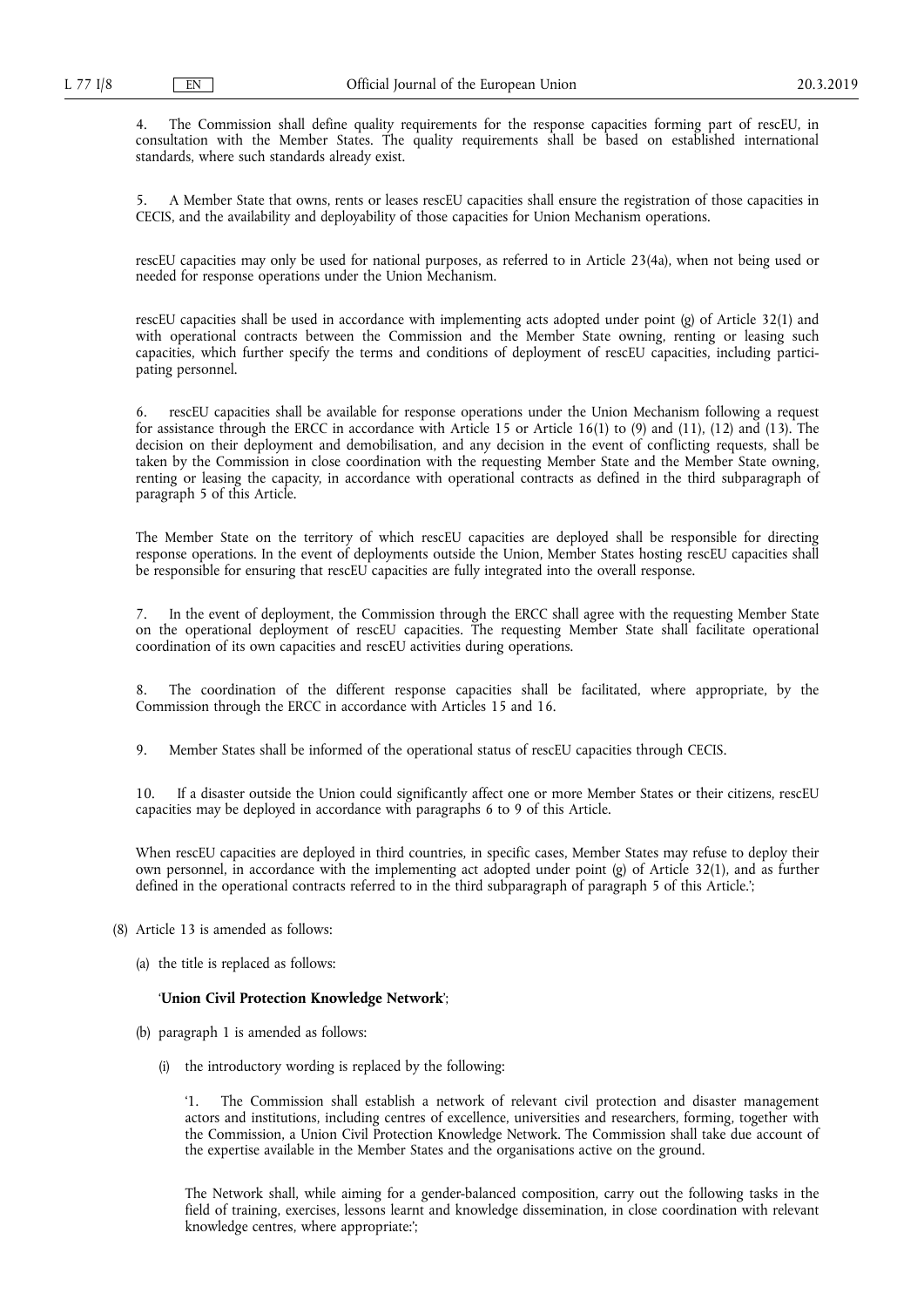4. The Commission shall define quality requirements for the response capacities forming part of rescEU, in consultation with the Member States. The quality requirements shall be based on established international standards, where such standards already exist.

5. A Member State that owns, rents or leases rescEU capacities shall ensure the registration of those capacities in CECIS, and the availability and deployability of those capacities for Union Mechanism operations.

rescEU capacities may only be used for national purposes, as referred to in Article 23(4a), when not being used or needed for response operations under the Union Mechanism.

rescEU capacities shall be used in accordance with implementing acts adopted under point (g) of Article 32(1) and with operational contracts between the Commission and the Member State owning, renting or leasing such capacities, which further specify the terms and conditions of deployment of rescEU capacities, including participating personnel.

6. rescEU capacities shall be available for response operations under the Union Mechanism following a request for assistance through the ERCC in accordance with Article 15 or Article 16(1) to (9) and (11), (12) and (13). The decision on their deployment and demobilisation, and any decision in the event of conflicting requests, shall be taken by the Commission in close coordination with the requesting Member State and the Member State owning, renting or leasing the capacity, in accordance with operational contracts as defined in the third subparagraph of paragraph 5 of this Article.

The Member State on the territory of which rescEU capacities are deployed shall be responsible for directing response operations. In the event of deployments outside the Union, Member States hosting rescEU capacities shall be responsible for ensuring that rescEU capacities are fully integrated into the overall response.

7. In the event of deployment, the Commission through the ERCC shall agree with the requesting Member State on the operational deployment of rescEU capacities. The requesting Member State shall facilitate operational coordination of its own capacities and rescEU activities during operations.

8. The coordination of the different response capacities shall be facilitated, where appropriate, by the Commission through the ERCC in accordance with Articles 15 and 16.

9. Member States shall be informed of the operational status of rescEU capacities through CECIS.

10. If a disaster outside the Union could significantly affect one or more Member States or their citizens, rescEU capacities may be deployed in accordance with paragraphs 6 to 9 of this Article.

When rescEU capacities are deployed in third countries, in specific cases, Member States may refuse to deploy their own personnel, in accordance with the implementing act adopted under point (g) of Article 32(1), and as further defined in the operational contracts referred to in the third subparagraph of paragraph 5 of this Article.';

(8) Article 13 is amended as follows:

(a) the title is replaced as follows:

'**Union Civil Protection Knowledge Network**';

(b) paragraph 1 is amended as follows:

(i) the introductory wording is replaced by the following:

'1. The Commission shall establish a network of relevant civil protection and disaster management actors and institutions, including centres of excellence, universities and researchers, forming, together with the Commission, a Union Civil Protection Knowledge Network. The Commission shall take due account of the expertise available in the Member States and the organisations active on the ground.

The Network shall, while aiming for a gender-balanced composition, carry out the following tasks in the field of training, exercises, lessons learnt and knowledge dissemination, in close coordination with relevant knowledge centres, where appropriate:';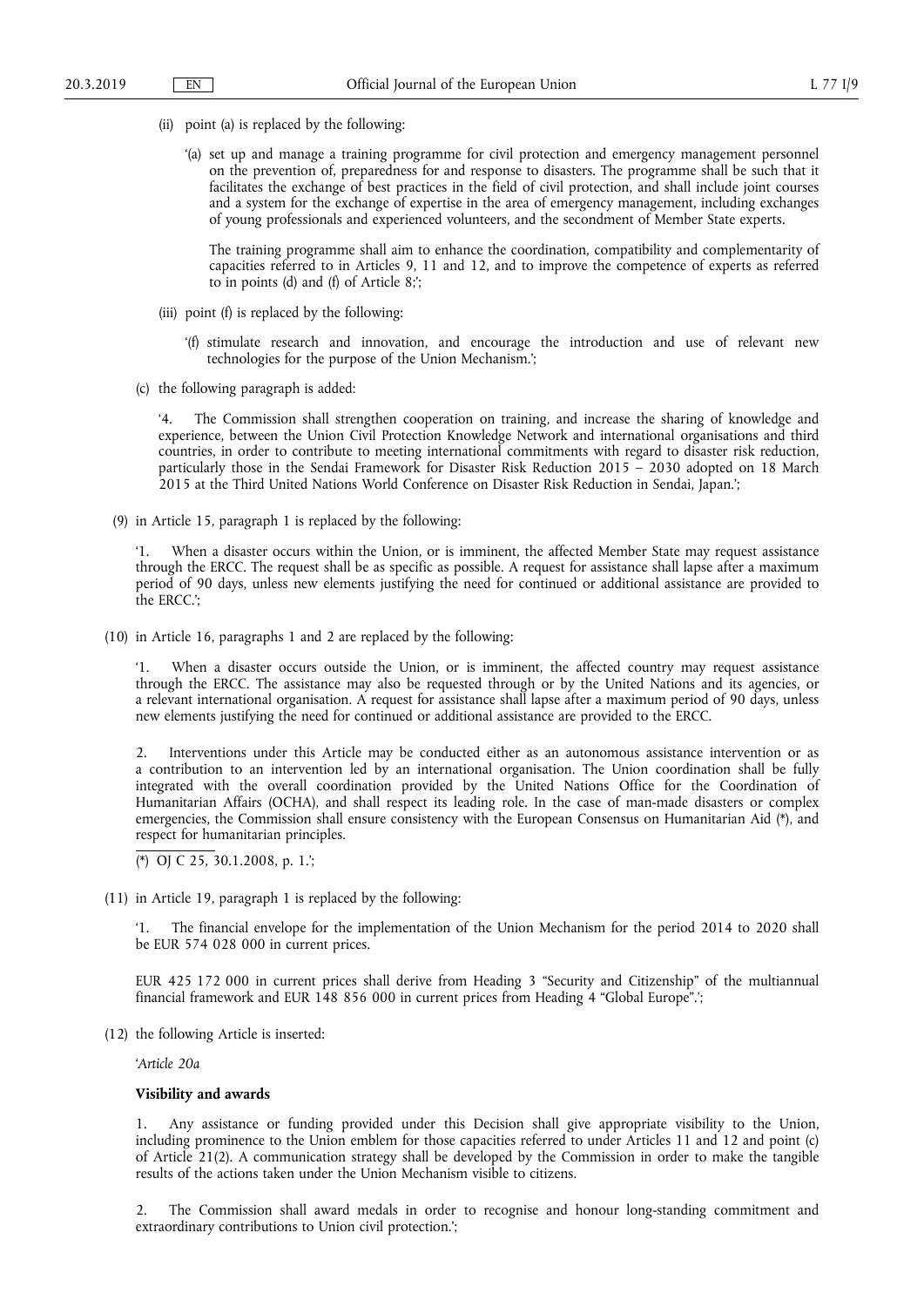(ii) point (a) is replaced by the following:

'(a) set up and manage a training programme for civil protection and emergency management personnel on the prevention of, preparedness for and response to disasters. The programme shall be such that it facilitates the exchange of best practices in the field of civil protection, and shall include joint courses and a system for the exchange of expertise in the area of emergency management, including exchanges of young professionals and experienced volunteers, and the secondment of Member State experts.

The training programme shall aim to enhance the coordination, compatibility and complementarity of capacities referred to in Articles 9, 11 and 12, and to improve the competence of experts as referred to in points (d) and (f) of Article 8;';

(iii) point (f) is replaced by the following:

'(f) stimulate research and innovation, and encourage the introduction and use of relevant new technologies for the purpose of the Union Mechanism.';

(c) the following paragraph is added:

'4. The Commission shall strengthen cooperation on training, and increase the sharing of knowledge and experience, between the Union Civil Protection Knowledge Network and international organisations and third countries, in order to contribute to meeting international commitments with regard to disaster risk reduction, particularly those in the Sendai Framework for Disaster Risk Reduction 2015 – 2030 adopted on 18 March 2015 at the Third United Nations World Conference on Disaster Risk Reduction in Sendai, Japan.';

(9) in Article 15, paragraph 1 is replaced by the following:

'1. When a disaster occurs within the Union, or is imminent, the affected Member State may request assistance through the ERCC. The request shall be as specific as possible. A request for assistance shall lapse after a maximum period of 90 days, unless new elements justifying the need for continued or additional assistance are provided to the ERCC.';

(10) in Article 16, paragraphs 1 and 2 are replaced by the following:

'1. When a disaster occurs outside the Union, or is imminent, the affected country may request assistance through the ERCC. The assistance may also be requested through or by the United Nations and its agencies, or a relevant international organisation. A request for assistance shall lapse after a maximum period of 90 days, unless new elements justifying the need for continued or additional assistance are provided to the ERCC.

2. Interventions under this Article may be conducted either as an autonomous assistance intervention or as a contribution to an intervention led by an international organisation. The Union coordination shall be fully integrated with the overall coordination provided by the United Nations Office for the Coordination of Humanitarian Affairs (OCHA), and shall respect its leading role. In the case of man-made disasters or complex emergencies, the Commission shall ensure consistency with the European Consensus on Humanitarian Aid (*), and respect for humanitarian principles.

(*) OJ C 25, 30.1.2008, p. 1.';

(11) in Article 19, paragraph 1 is replaced by the following:

'1. The financial envelope for the implementation of the Union Mechanism for the period 2014 to 2020 shall be EUR 574 028 000 in current prices.

EUR 425 172 000 in current prices shall derive from Heading 3 "Security and Citizenship" of the multiannual financial framework and EUR 148 856 000 in current prices from Heading 4 "Global Europe".';

(12) the following Article is inserted:

'*Article 20a*

**Visibility and awards**

1. Any assistance or funding provided under this Decision shall give appropriate visibility to the Union, including prominence to the Union emblem for those capacities referred to under Articles 11 and 12 and point (c) of Article 21(2). A communication strategy shall be developed by the Commission in order to make the tangible results of the actions taken under the Union Mechanism visible to citizens.

2. The Commission shall award medals in order to recognise and honour long-standing commitment and extraordinary contributions to Union civil protection.';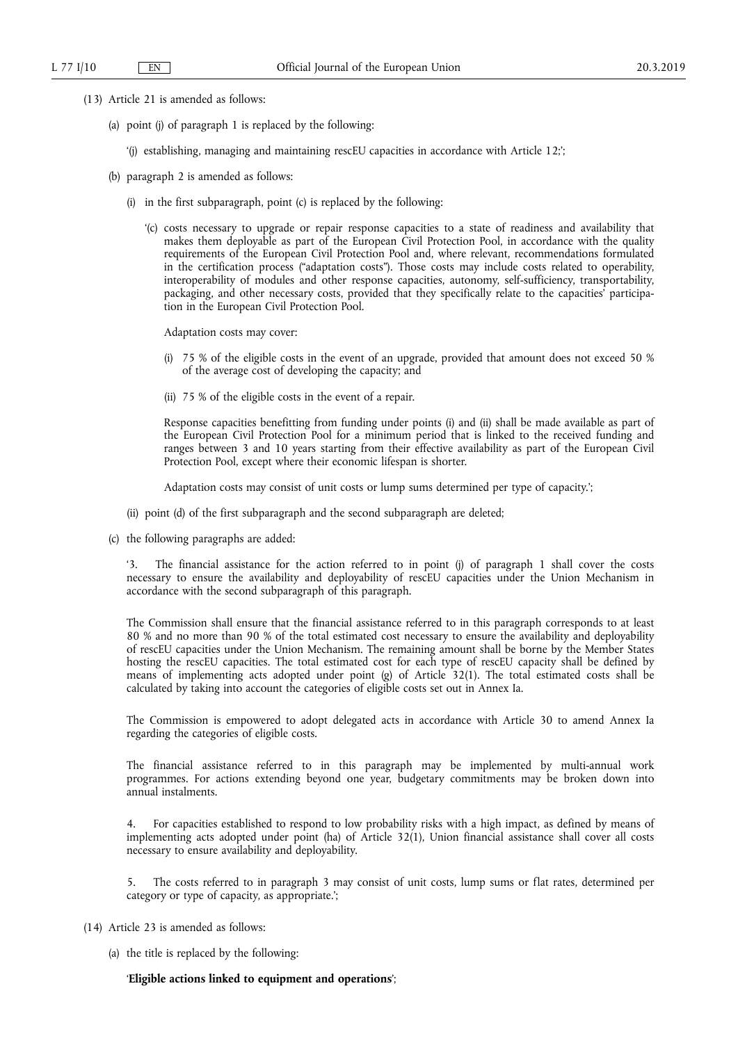(13) Article 21 is amended as follows:

(a) point (j) of paragraph 1 is replaced by the following:

'(j) establishing, managing and maintaining rescEU capacities in accordance with Article 12;';

(b) paragraph 2 is amended as follows:

(i) in the first subparagraph, point (c) is replaced by the following:

'(c) costs necessary to upgrade or repair response capacities to a state of readiness and availability that makes them deployable as part of the European Civil Protection Pool, in accordance with the quality requirements of the European Civil Protection Pool and, where relevant, recommendations formulated in the certification process ("adaptation costs"). Those costs may include costs related to operability, interoperability of modules and other response capacities, autonomy, self-sufficiency, transportability, packaging, and other necessary costs, provided that they specifically relate to the capacities' participation in the European Civil Protection Pool.

Adaptation costs may cover:

(i) 75 % of the eligible costs in the event of an upgrade, provided that amount does not exceed 50 % of the average cost of developing the capacity; and

(ii) 75 % of the eligible costs in the event of a repair.

Response capacities benefitting from funding under points (i) and (ii) shall be made available as part of the European Civil Protection Pool for a minimum period that is linked to the received funding and ranges between 3 and 10 years starting from their effective availability as part of the European Civil Protection Pool, except where their economic lifespan is shorter.

Adaptation costs may consist of unit costs or lump sums determined per type of capacity.';

(ii) point (d) of the first subparagraph and the second subparagraph are deleted;

(c) the following paragraphs are added:

'3. The financial assistance for the action referred to in point (j) of paragraph 1 shall cover the costs necessary to ensure the availability and deployability of rescEU capacities under the Union Mechanism in accordance with the second subparagraph of this paragraph.

The Commission shall ensure that the financial assistance referred to in this paragraph corresponds to at least 80 % and no more than 90 % of the total estimated cost necessary to ensure the availability and deployability of rescEU capacities under the Union Mechanism. The remaining amount shall be borne by the Member States hosting the rescEU capacities. The total estimated cost for each type of rescEU capacity shall be defined by means of implementing acts adopted under point (g) of Article 32(1). The total estimated costs shall be calculated by taking into account the categories of eligible costs set out in Annex Ia.

The Commission is empowered to adopt delegated acts in accordance with Article 30 to amend Annex Ia regarding the categories of eligible costs.

The financial assistance referred to in this paragraph may be implemented by multi-annual work programmes. For actions extending beyond one year, budgetary commitments may be broken down into annual instalments.

4. For capacities established to respond to low probability risks with a high impact, as defined by means of implementing acts adopted under point (ha) of Article 32(1), Union financial assistance shall cover all costs necessary to ensure availability and deployability.

5. The costs referred to in paragraph 3 may consist of unit costs, lump sums or flat rates, determined per category or type of capacity, as appropriate.';

(14) Article 23 is amended as follows:

(a) the title is replaced by the following:

'**Eligible actions linked to equipment and operations**';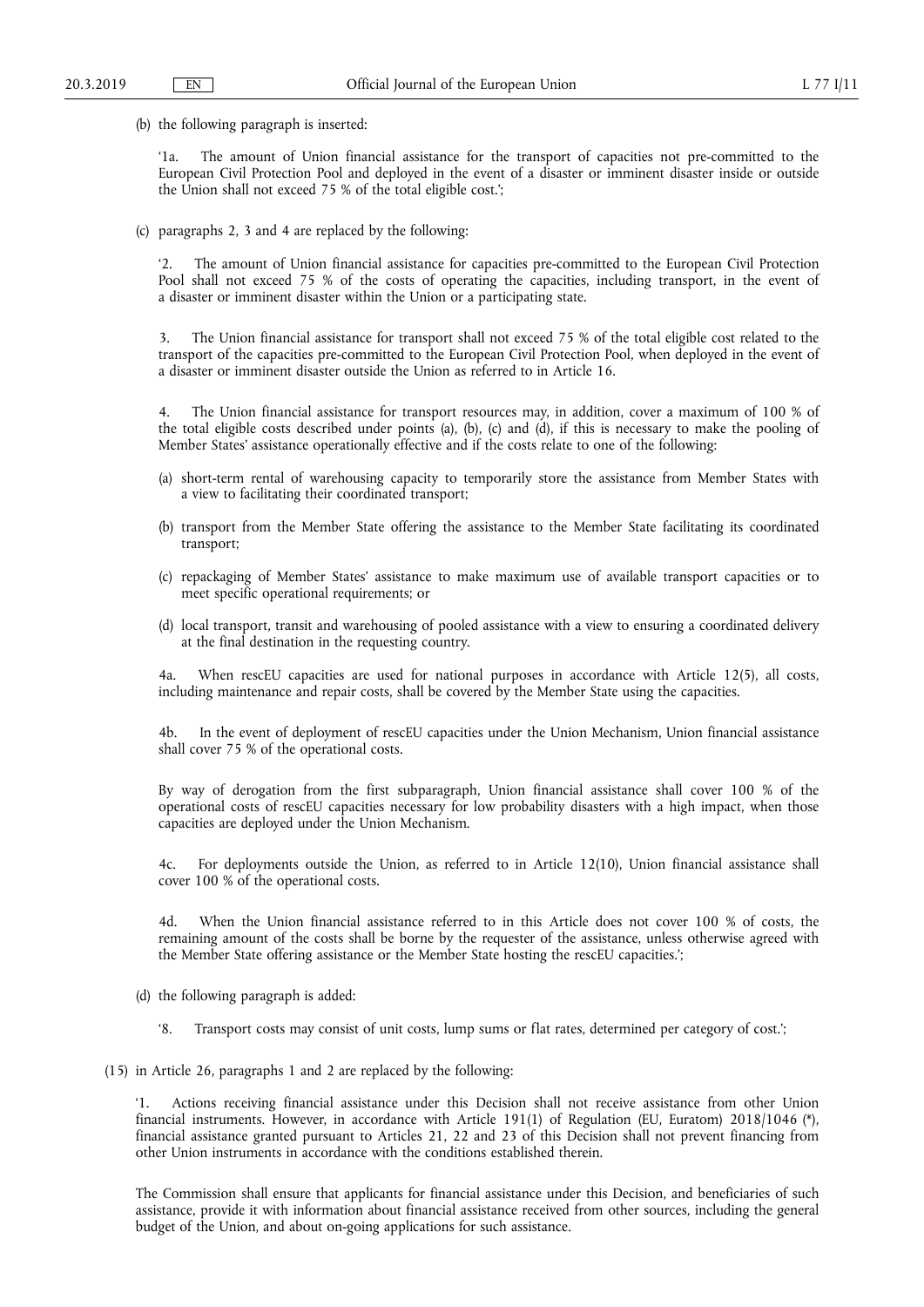(b) the following paragraph is inserted:

‘1a. The amount of Union financial assistance for the transport of capacities not pre-committed to the European Civil Protection Pool and deployed in the event of a disaster or imminent disaster inside or outside the Union shall not exceed 75 % of the total eligible cost.’;

(c) paragraphs 2, 3 and 4 are replaced by the following:

‘2. The amount of Union financial assistance for capacities pre-committed to the European Civil Protection Pool shall not exceed 75 % of the costs of operating the capacities, including transport, in the event of a disaster or imminent disaster within the Union or a participating state.

3. The Union financial assistance for transport shall not exceed 75 % of the total eligible cost related to the transport of the capacities pre-committed to the European Civil Protection Pool, when deployed in the event of a disaster or imminent disaster outside the Union as referred to in Article 16.

4. The Union financial assistance for transport resources may, in addition, cover a maximum of 100 % of the total eligible costs described under points (a), (b), (c) and (d), if this is necessary to make the pooling of Member States' assistance operationally effective and if the costs relate to one of the following:

(a) short-term rental of warehousing capacity to temporarily store the assistance from Member States with a view to facilitating their coordinated transport;

(b) transport from the Member State offering the assistance to the Member State facilitating its coordinated transport;

(c) repackaging of Member States' assistance to make maximum use of available transport capacities or to meet specific operational requirements; or

(d) local transport, transit and warehousing of pooled assistance with a view to ensuring a coordinated delivery at the final destination in the requesting country.

4a. When rescEU capacities are used for national purposes in accordance with Article 12(5), all costs, including maintenance and repair costs, shall be covered by the Member State using the capacities.

4b. In the event of deployment of rescEU capacities under the Union Mechanism, Union financial assistance shall cover 75 % of the operational costs.

By way of derogation from the first subparagraph, Union financial assistance shall cover 100 % of the operational costs of rescEU capacities necessary for low probability disasters with a high impact, when those capacities are deployed under the Union Mechanism.

4c. For deployments outside the Union, as referred to in Article 12(10), Union financial assistance shall cover 100 % of the operational costs.

4d. When the Union financial assistance referred to in this Article does not cover 100 % of costs, the remaining amount of the costs shall be borne by the requester of the assistance, unless otherwise agreed with the Member State offering assistance or the Member State hosting the rescEU capacities.’;

(d) the following paragraph is added:

‘8. Transport costs may consist of unit costs, lump sums or flat rates, determined per category of cost.’;

(15) in Article 26, paragraphs 1 and 2 are replaced by the following:

‘1. Actions receiving financial assistance under this Decision shall not receive assistance from other Union financial instruments. However, in accordance with Article 191(1) of Regulation (EU, Euratom) 2018/1046 (*), financial assistance granted pursuant to Articles 21, 22 and 23 of this Decision shall not prevent financing from other Union instruments in accordance with the conditions established therein.

The Commission shall ensure that applicants for financial assistance under this Decision, and beneficiaries of such assistance, provide it with information about financial assistance received from other sources, including the general budget of the Union, and about on-going applications for such assistance.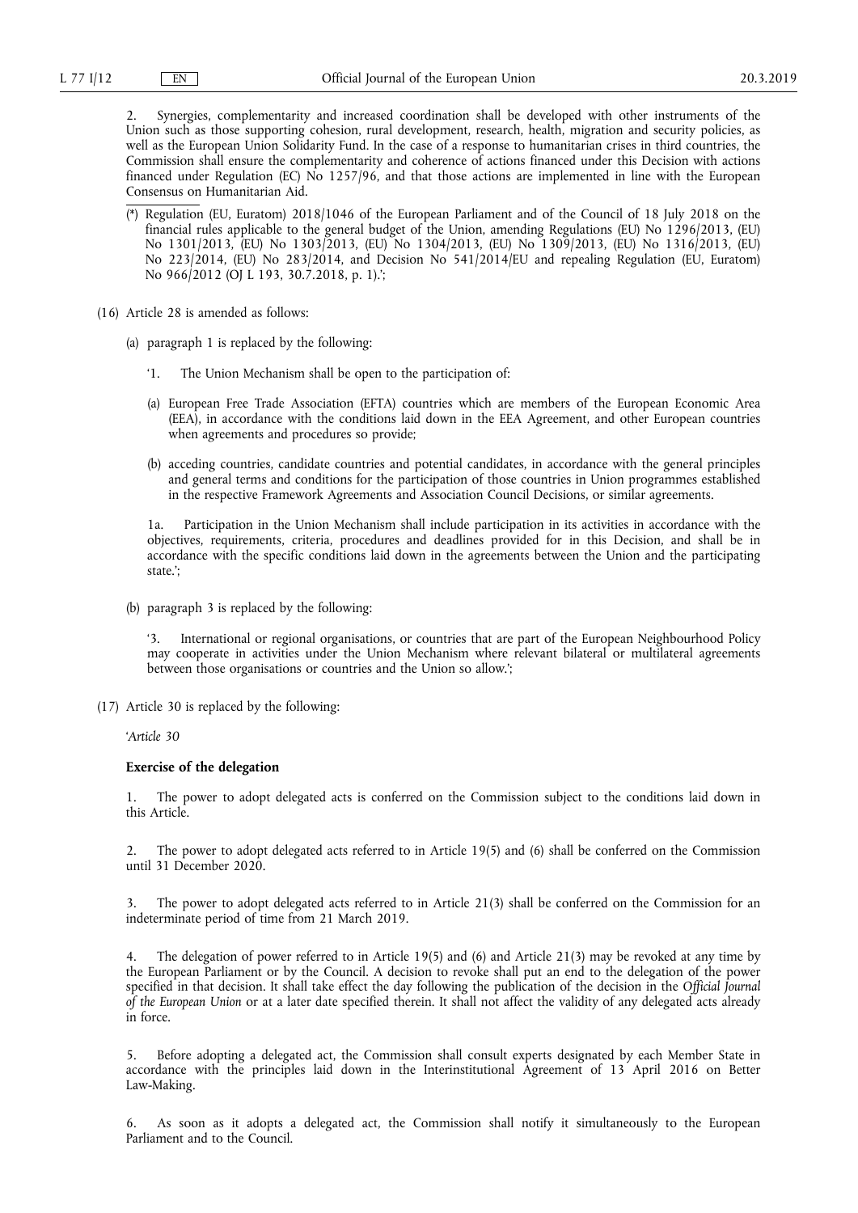2. Synergies, complementarity and increased coordination shall be developed with other instruments of the Union such as those supporting cohesion, rural development, research, health, migration and security policies, as well as the European Union Solidarity Fund. In the case of a response to humanitarian crises in third countries, the Commission shall ensure the complementarity and coherence of actions financed under this Decision with actions financed under Regulation (EC) No 1257/96, and that those actions are implemented in line with the European Consensus on Humanitarian Aid.

(*) Regulation (EU, Euratom) 2018/1046 of the European Parliament and of the Council of 18 July 2018 on the financial rules applicable to the general budget of the Union, amending Regulations (EU) No 1296/2013, (EU) No 1301/2013, (EU) No 1303/2013, (EU) No 1304/2013, (EU) No 1309/2013, (EU) No 1316/2013, (EU) No 223/2014, (EU) No 283/2014, and Decision No 541/2014/EU and repealing Regulation (EU, Euratom) No 966/2012 (OJ L 193, 30.7.2018, p. 1).';

(16) Article 28 is amended as follows:

(a) paragraph 1 is replaced by the following:

'1. The Union Mechanism shall be open to the participation of:

(a) European Free Trade Association (EFTA) countries which are members of the European Economic Area (EEA), in accordance with the conditions laid down in the EEA Agreement, and other European countries when agreements and procedures so provide;

(b) acceding countries, candidate countries and potential candidates, in accordance with the general principles and general terms and conditions for the participation of those countries in Union programmes established in the respective Framework Agreements and Association Council Decisions, or similar agreements.

1a. Participation in the Union Mechanism shall include participation in its activities in accordance with the objectives, requirements, criteria, procedures and deadlines provided for in this Decision, and shall be in accordance with the specific conditions laid down in the agreements between the Union and the participating state.';

(b) paragraph 3 is replaced by the following:

'3. International or regional organisations, or countries that are part of the European Neighbourhood Policy may cooperate in activities under the Union Mechanism where relevant bilateral or multilateral agreements between those organisations or countries and the Union so allow.';

(17) Article 30 is replaced by the following:

'*Article 30*

**Exercise of the delegation**

1. The power to adopt delegated acts is conferred on the Commission subject to the conditions laid down in this Article.

2. The power to adopt delegated acts referred to in Article 19(5) and (6) shall be conferred on the Commission until 31 December 2020.

3. The power to adopt delegated acts referred to in Article 21(3) shall be conferred on the Commission for an indeterminate period of time from 21 March 2019.

4. The delegation of power referred to in Article 19(5) and (6) and Article 21(3) may be revoked at any time by the European Parliament or by the Council. A decision to revoke shall put an end to the delegation of the power specified in that decision. It shall take effect the day following the publication of the decision in the *Official Journal of the European Union* or at a later date specified therein. It shall not affect the validity of any delegated acts already in force.

5. Before adopting a delegated act, the Commission shall consult experts designated by each Member State in accordance with the principles laid down in the Interinstitutional Agreement of 13 April 2016 on Better Law-Making.

6. As soon as it adopts a delegated act, the Commission shall notify it simultaneously to the European Parliament and to the Council.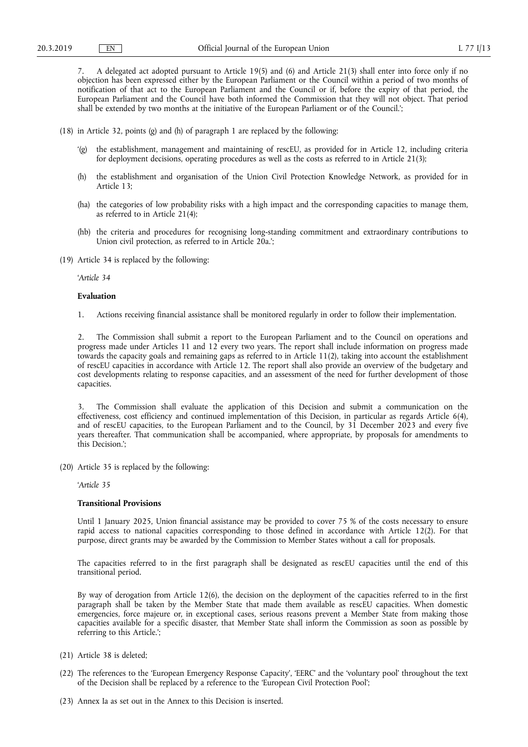7. A delegated act adopted pursuant to Article 19(5) and (6) and Article 21(3) shall enter into force only if no objection has been expressed either by the European Parliament or the Council within a period of two months of notification of that act to the European Parliament and the Council or if, before the expiry of that period, the European Parliament and the Council have both informed the Commission that they will not object. That period shall be extended by two months at the initiative of the European Parliament or of the Council.';

(18) in Article 32, points (g) and (h) of paragraph 1 are replaced by the following:

'(g) the establishment, management and maintaining of rescEU, as provided for in Article 12, including criteria for deployment decisions, operating procedures as well as the costs as referred to in Article 21(3);

(h) the establishment and organisation of the Union Civil Protection Knowledge Network, as provided for in Article 13;

(ha) the categories of low probability risks with a high impact and the corresponding capacities to manage them, as referred to in Article 21(4);

(hb) the criteria and procedures for recognising long-standing commitment and extraordinary contributions to Union civil protection, as referred to in Article 20a.';

(19) Article 34 is replaced by the following:

'*Article 34*

**Evaluation**

1. Actions receiving financial assistance shall be monitored regularly in order to follow their implementation.

2. The Commission shall submit a report to the European Parliament and to the Council on operations and progress made under Articles 11 and 12 every two years. The report shall include information on progress made towards the capacity goals and remaining gaps as referred to in Article 11(2), taking into account the establishment of rescEU capacities in accordance with Article 12. The report shall also provide an overview of the budgetary and cost developments relating to response capacities, and an assessment of the need for further development of those capacities.

3. The Commission shall evaluate the application of this Decision and submit a communication on the effectiveness, cost efficiency and continued implementation of this Decision, in particular as regards Article 6(4), and of rescEU capacities, to the European Parliament and to the Council, by 31 December 2023 and every five years thereafter. That communication shall be accompanied, where appropriate, by proposals for amendments to this Decision.';

(20) Article 35 is replaced by the following:

'*Article 35*

**Transitional Provisions**

Until 1 January 2025, Union financial assistance may be provided to cover 75 % of the costs necessary to ensure rapid access to national capacities corresponding to those defined in accordance with Article 12(2). For that purpose, direct grants may be awarded by the Commission to Member States without a call for proposals.

The capacities referred to in the first paragraph shall be designated as rescEU capacities until the end of this transitional period.

By way of derogation from Article 12(6), the decision on the deployment of the capacities referred to in the first paragraph shall be taken by the Member State that made them available as rescEU capacities. When domestic emergencies, force majeure or, in exceptional cases, serious reasons prevent a Member State from making those capacities available for a specific disaster, that Member State shall inform the Commission as soon as possible by referring to this Article.';

(21) Article 38 is deleted;

(22) The references to the 'European Emergency Response Capacity', 'EERC' and the 'voluntary pool' throughout the text of the Decision shall be replaced by a reference to the 'European Civil Protection Pool';

(23) Annex Ia as set out in the Annex to this Decision is inserted.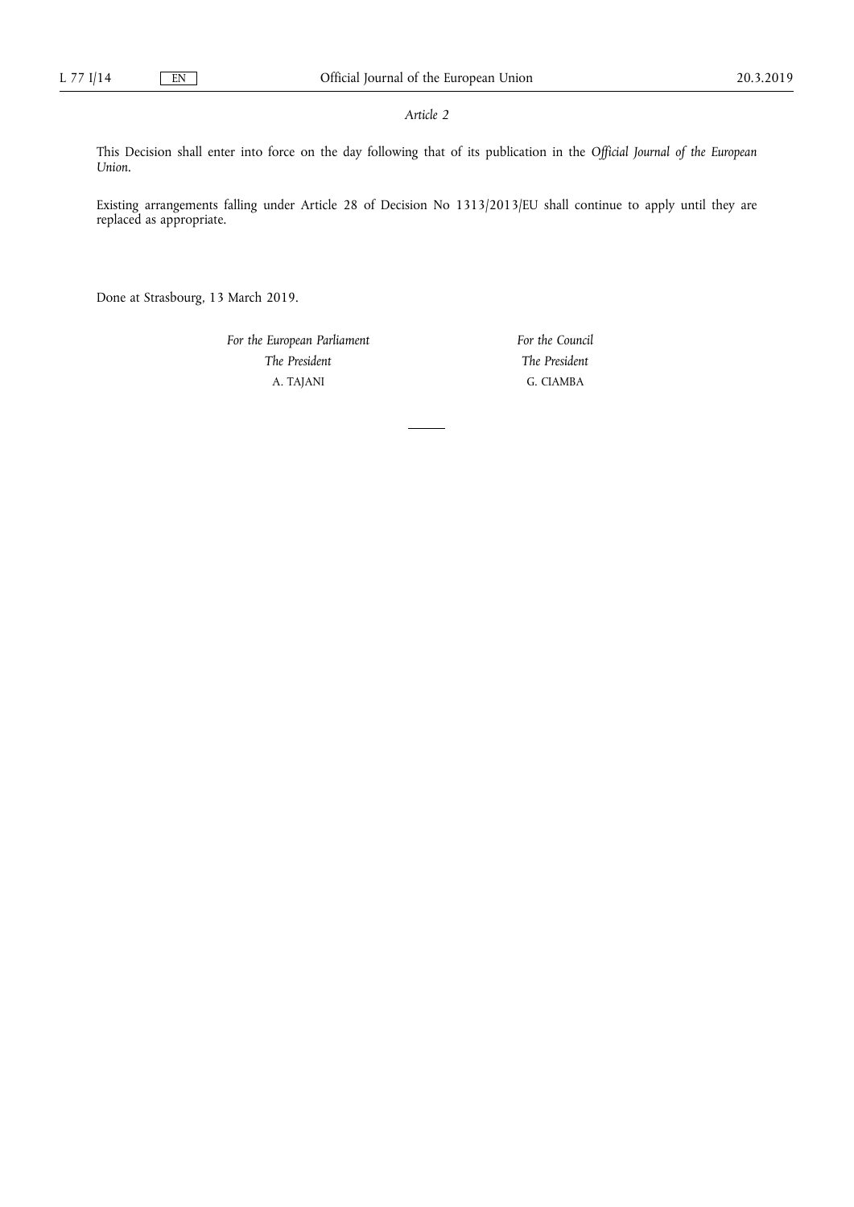*Article 2*

This Decision shall enter into force on the day following that of its publication in the *Official Journal of the European Union*.

Existing arrangements falling under Article 28 of Decision No 1313/2013/EU shall continue to apply until they are replaced as appropriate.

Done at Strasbourg, 13 March 2019.

| *For the European Parliament* | *For the Council* |
|---|---|
| *The President* | *The President* |
| A. TAJANI | G. CIAMBA |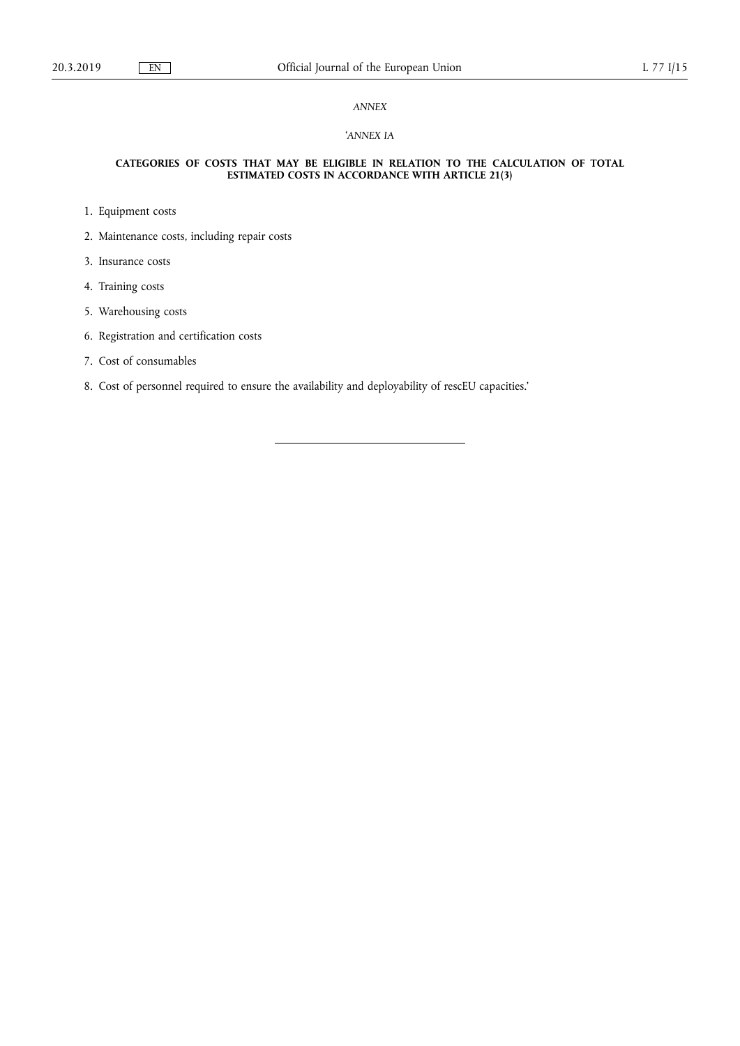*ANNEX*

*'ANNEX IA*

**CATEGORIES OF COSTS THAT MAY BE ELIGIBLE IN RELATION TO THE CALCULATION OF TOTAL ESTIMATED COSTS IN ACCORDANCE WITH ARTICLE 21(3)**

1. Equipment costs
2. Maintenance costs, including repair costs
3. Insurance costs
4. Training costs
5. Warehousing costs
6. Registration and certification costs
7. Cost of consumables
8. Cost of personnel required to ensure the availability and deployability of rescEU capacities.'